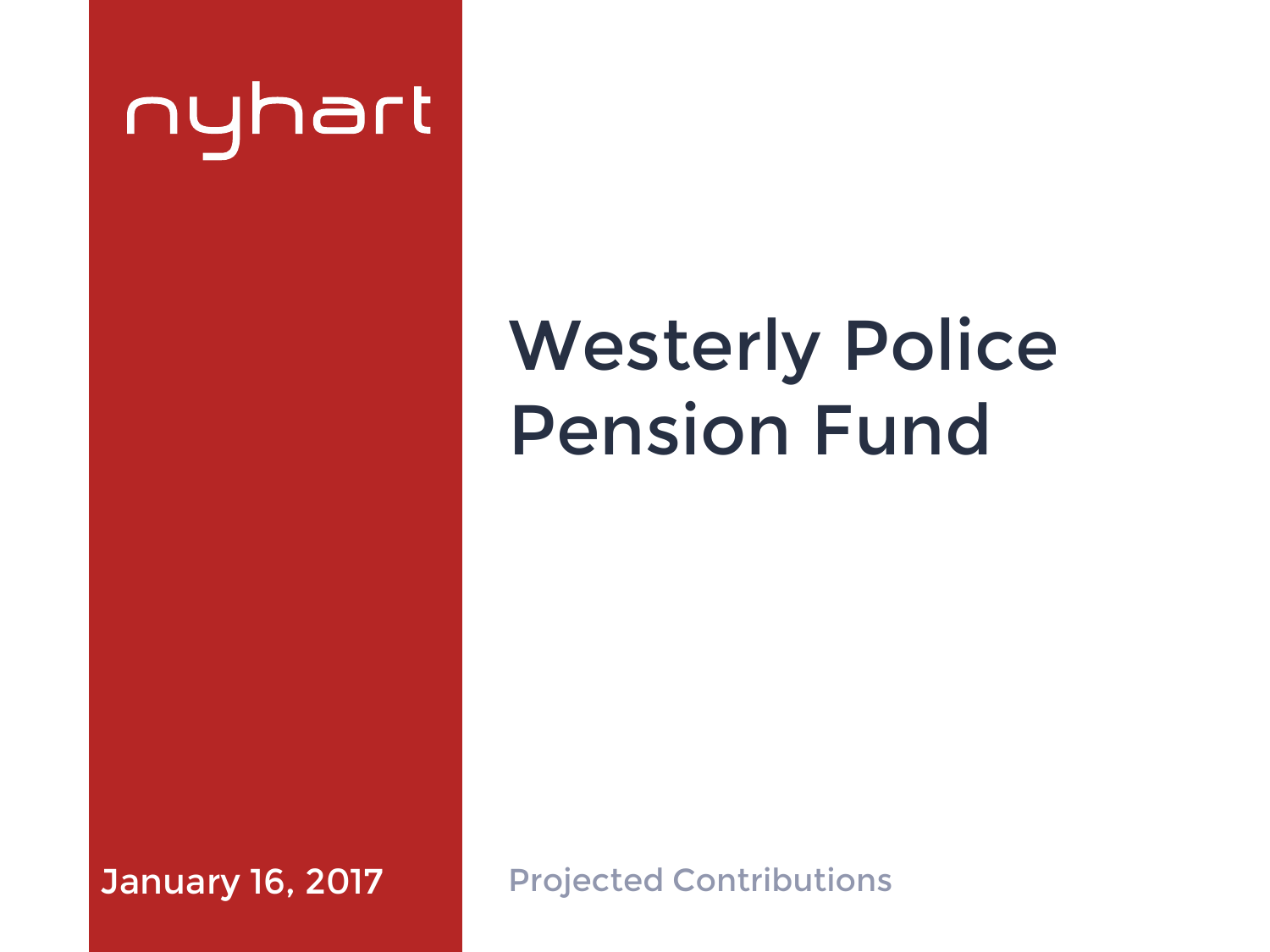nyhart

# Westerly Police Pension Fund

January 16, 2017

Projected Contributions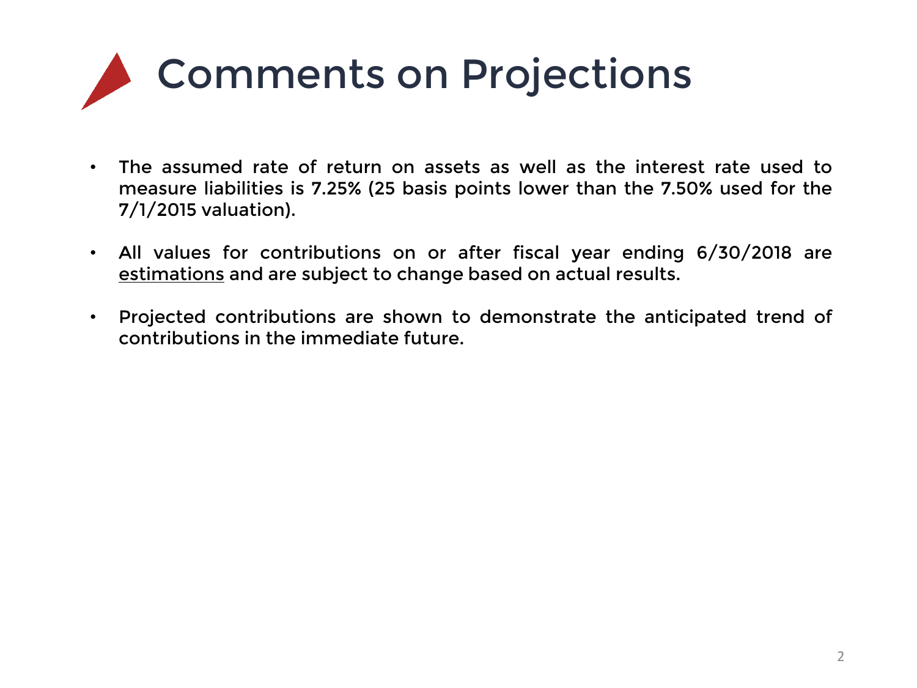# Comments on Projections

- The assumed rate of return on assets as well as the interest rate used to measure liabilities is 7.25% (25 basis points lower than the 7.50% used for the 7/1/2015 valuation).
- All values for contributions on or after fiscal year ending 6/30/2018 are <u>estimations</u> and are subject to change based on actual results.
- Projected contributions are shown to demonstrate the anticipated trend of contributions in the immediate future.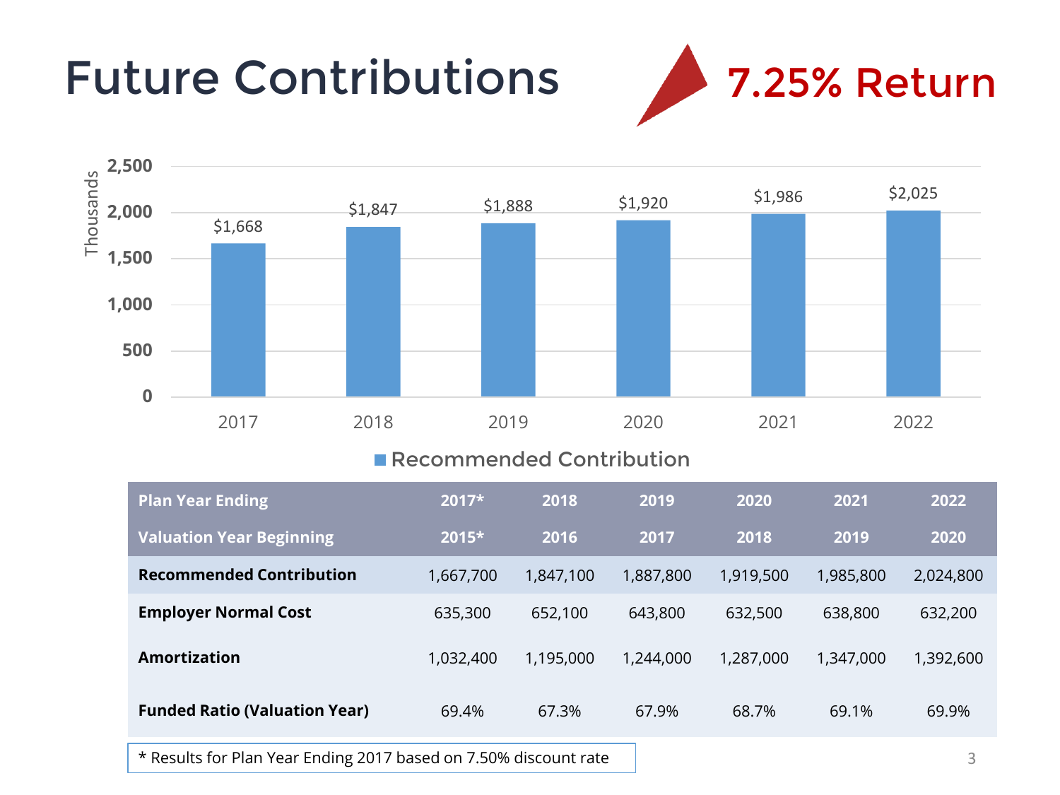# Future Contributions

## 7.25% Return

Thousands

| Year | Recommended Contribution |
|---|---|
| 2017 | $1,668 |
| 2018 | $1,847 |
| 2019 | $1,888 |
| 2020 | $1,920 |
| 2021 | $1,986 |
| 2022 | $2,025 |

| Plan Year Ending | 2017* | 2018 | 2019 | 2020 | 2021 | 2022 |
|---|---|---|---|---|---|---|
| **Valuation Year Beginning** | **2015*** | **2016** | **2017** | **2018** | **2019** | **2020** |
| **Recommended Contribution** | 1,667,700 | 1,847,100 | 1,887,800 | 1,919,500 | 1,985,800 | 2,024,800 |
| **Employer Normal Cost** | 635,300 | 652,100 | 643,800 | 632,500 | 638,800 | 632,200 |
| **Amortization** | 1,032,400 | 1,195,000 | 1,244,000 | 1,287,000 | 1,347,000 | 1,392,600 |
| **Funded Ratio (Valuation Year)** | 69.4% | 67.3% | 67.9% | 68.7% | 69.1% | 69.9% |

* Results for Plan Year Ending 2017 based on 7.50% discount rate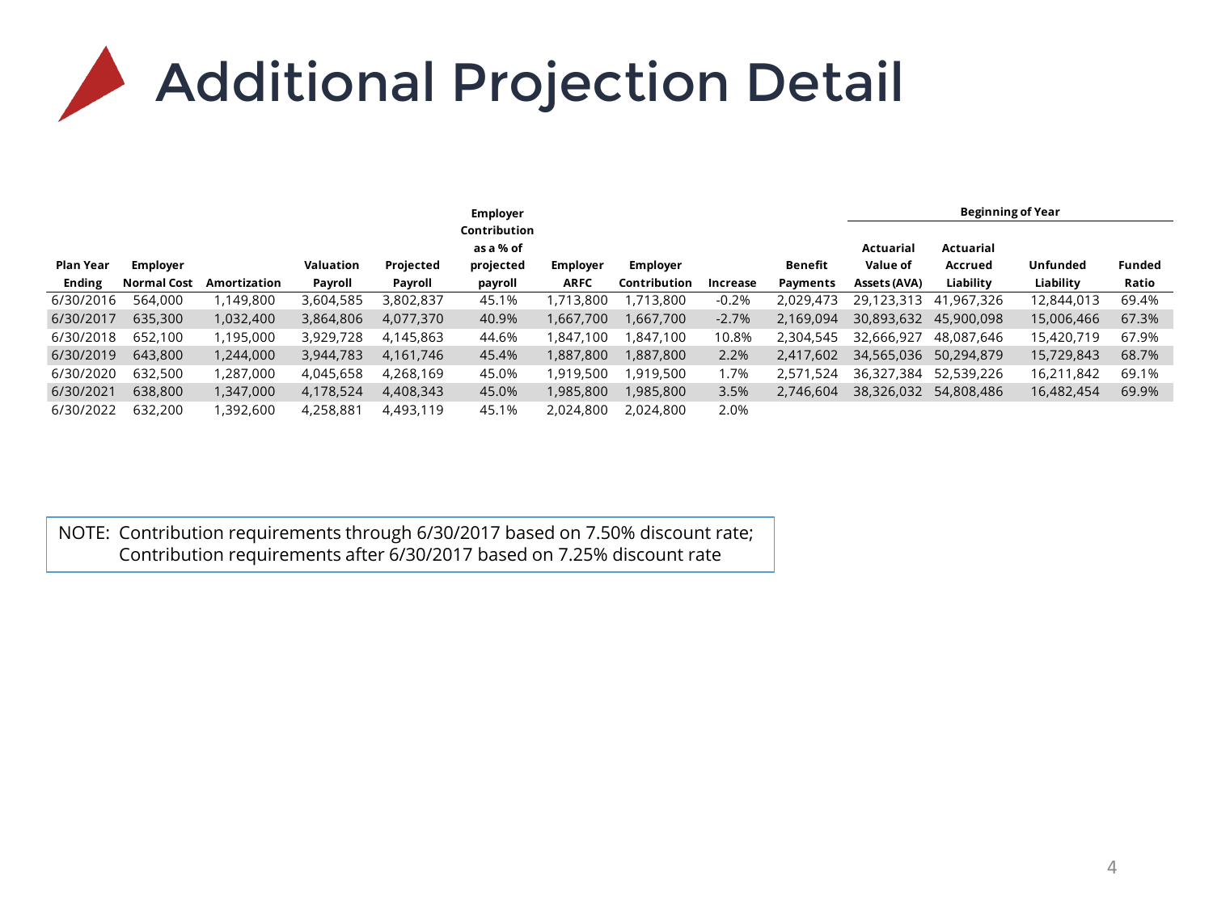# Additional Projection Detail

| Plan Year Ending | Employer Normal Cost | Amortization | Valuation Payroll | Projected Payroll | Employer Contribution as a % of projected payroll | Employer ARFC | Employer Contribution | Increase | Benefit Payments | Beginning of Year | | | |
|---|---|---|---|---|---|---|---|---|---|---|---|---|---|
| | | | | | | | | | | Actuarial Value of Assets (AVA) | Actuarial Accrued Liability | Unfunded Liability | Funded Ratio |
| 6/30/2016 | 564,000 | 1,149,800 | 3,604,585 | 3,802,837 | 45.1% | 1,713,800 | 1,713,800 | -0.2% | 2,029,473 | 29,123,313 | 41,967,326 | 12,844,013 | 69.4% |
| 6/30/2017 | 635,300 | 1,032,400 | 3,864,806 | 4,077,370 | 40.9% | 1,667,700 | 1,667,700 | -2.7% | 2,169,094 | 30,893,632 | 45,900,098 | 15,006,466 | 67.3% |
| 6/30/2018 | 652,100 | 1,195,000 | 3,929,728 | 4,145,863 | 44.6% | 1,847,100 | 1,847,100 | 10.8% | 2,304,545 | 32,666,927 | 48,087,646 | 15,420,719 | 67.9% |
| 6/30/2019 | 643,800 | 1,244,000 | 3,944,783 | 4,161,746 | 45.4% | 1,887,800 | 1,887,800 | 2.2% | 2,417,602 | 34,565,036 | 50,294,879 | 15,729,843 | 68.7% |
| 6/30/2020 | 632,500 | 1,287,000 | 4,045,658 | 4,268,169 | 45.0% | 1,919,500 | 1,919,500 | 1.7% | 2,571,524 | 36,327,384 | 52,539,226 | 16,211,842 | 69.1% |
| 6/30/2021 | 638,800 | 1,347,000 | 4,178,524 | 4,408,343 | 45.0% | 1,985,800 | 1,985,800 | 3.5% | 2,746,604 | 38,326,032 | 54,808,486 | 16,482,454 | 69.9% |
| 6/30/2022 | 632,200 | 1,392,600 | 4,258,881 | 4,493,119 | 45.1% | 2,024,800 | 2,024,800 | 2.0% | | | | | |

NOTE: Contribution requirements through 6/30/2017 based on 7.50% discount rate;
Contribution requirements after 6/30/2017 based on 7.25% discount rate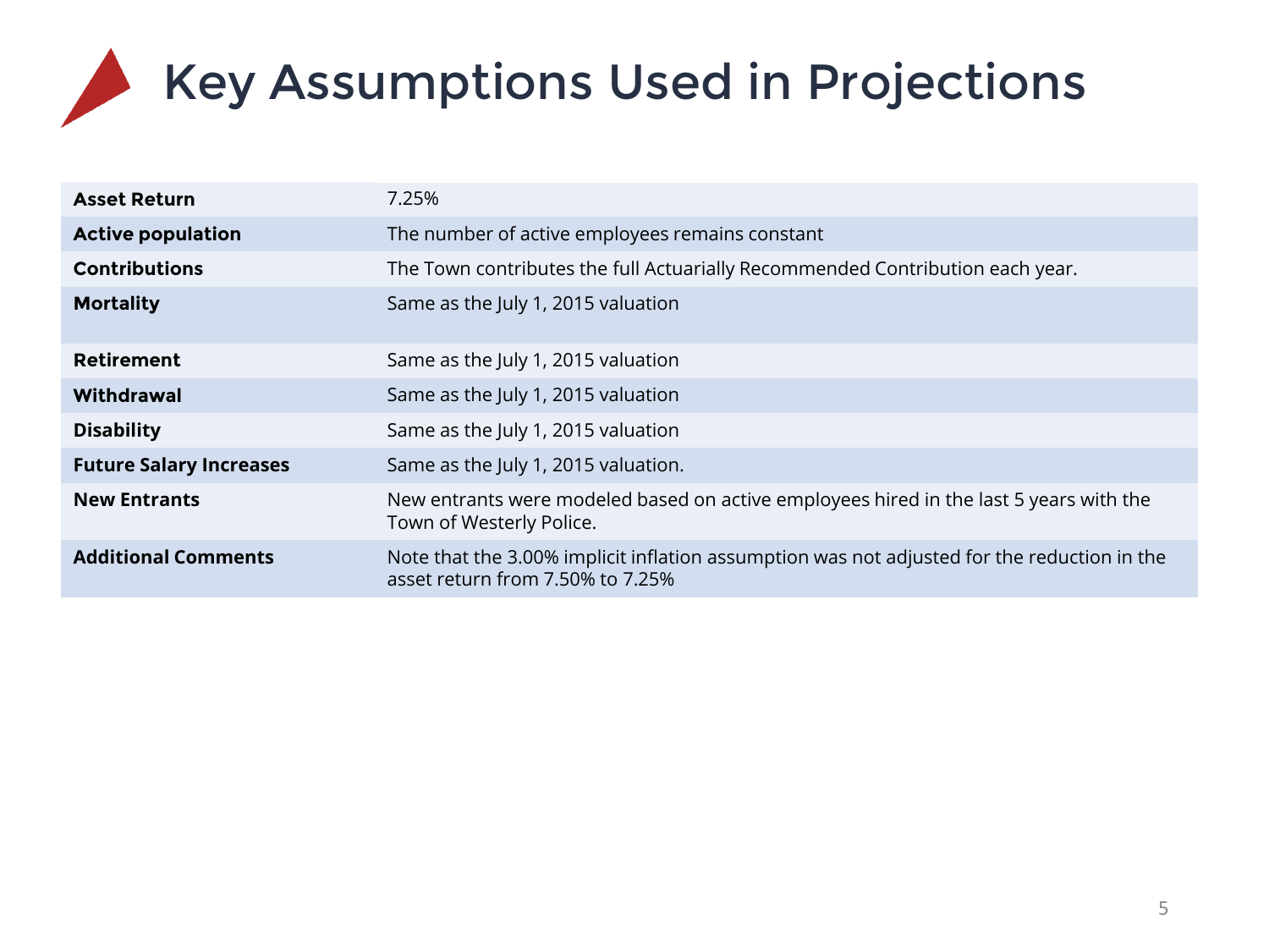# Key Assumptions Used in Projections

| | |
|---|---|
| **Asset Return** | 7.25% |
| **Active population** | The number of active employees remains constant |
| **Contributions** | The Town contributes the full Actuarially Recommended Contribution each year. |
| **Mortality** | Same as the July 1, 2015 valuation |
| **Retirement** | Same as the July 1, 2015 valuation |
| **Withdrawal** | Same as the July 1, 2015 valuation |
| **Disability** | Same as the July 1, 2015 valuation |
| **Future Salary Increases** | Same as the July 1, 2015 valuation. |
| **New Entrants** | New entrants were modeled based on active employees hired in the last 5 years with the Town of Westerly Police. |
| **Additional Comments** | Note that the 3.00% implicit inflation assumption was not adjusted for the reduction in the asset return from 7.50% to 7.25% |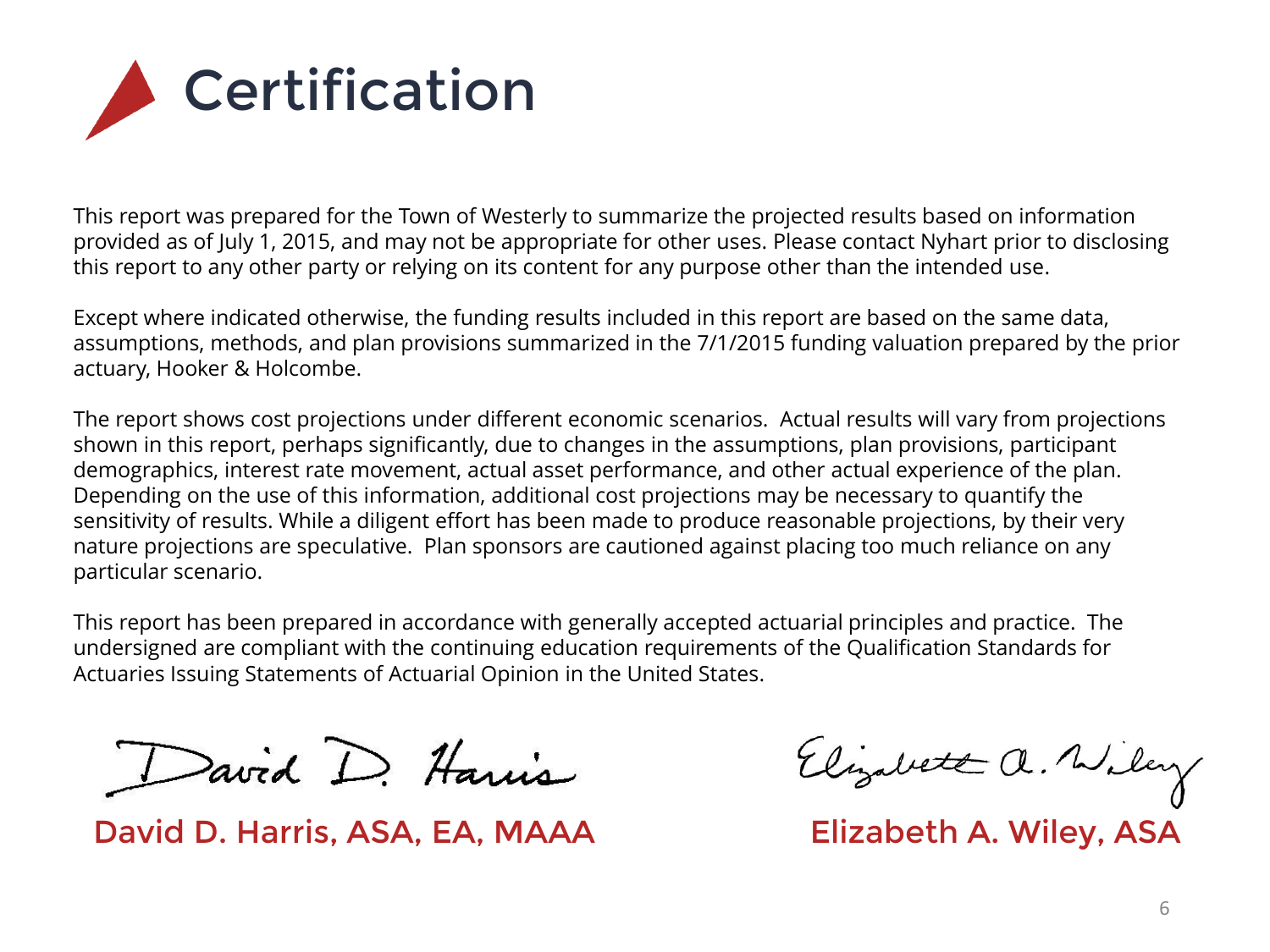# Certification

This report was prepared for the Town of Westerly to summarize the projected results based on information provided as of July 1, 2015, and may not be appropriate for other uses. Please contact Nyhart prior to disclosing this report to any other party or relying on its content for any purpose other than the intended use.

Except where indicated otherwise, the funding results included in this report are based on the same data, assumptions, methods, and plan provisions summarized in the 7/1/2015 funding valuation prepared by the prior actuary, Hooker & Holcombe.

The report shows cost projections under different economic scenarios. Actual results will vary from projections shown in this report, perhaps significantly, due to changes in the assumptions, plan provisions, participant demographics, interest rate movement, actual asset performance, and other actual experience of the plan. Depending on the use of this information, additional cost projections may be necessary to quantify the sensitivity of results. While a diligent effort has been made to produce reasonable projections, by their very nature projections are speculative. Plan sponsors are cautioned against placing too much reliance on any particular scenario.

This report has been prepared in accordance with generally accepted actuarial principles and practice. The undersigned are compliant with the continuing education requirements of the Qualification Standards for Actuaries Issuing Statements of Actuarial Opinion in the United States.

David D. Harris

David D. Harris, ASA, EA, MAAA

Elizabeth A. Wiley

Elizabeth A. Wiley, ASA